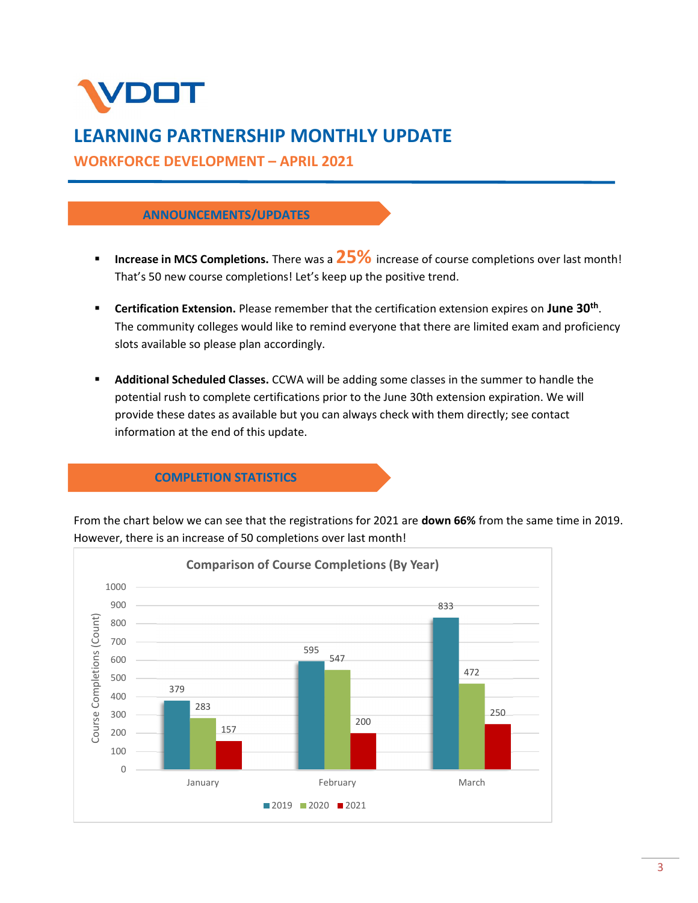# LEARNING PARTNERSHIP MONTHLY UPDATE

## WORKFORCE DEVELOPMENT – APRIL 2021

### ANNOUNCEMENTS/UPDATES

- **Increase in MCS Completions.** There was a **25%** increase of course completions over last month! That's 50 new course completions! Let's keep up the positive trend.

- **Certification Extension.** Please remember that the certification extension expires on **June 30th**. The community colleges would like to remind everyone that there are limited exam and proficiency slots available so please plan accordingly.

- **Additional Scheduled Classes.** CCWA will be adding some classes in the summer to handle the potential rush to complete certifications prior to the June 30th extension expiration. We will provide these dates as available but you can always check with them directly; see contact information at the end of this update.

### COMPLETION STATISTICS

From the chart below we can see that the registrations for 2021 are **down 66%** from the same time in 2019. However, there is an increase of 50 completions over last month!

**Comparison of Course Completions (By Year)**

| Month | 2019 | 2020 | 2021 |
|---|---|---|---|
| January | 379 | 283 | 157 |
| February | 595 | 547 | 200 |
| March | 833 | 472 | 250 |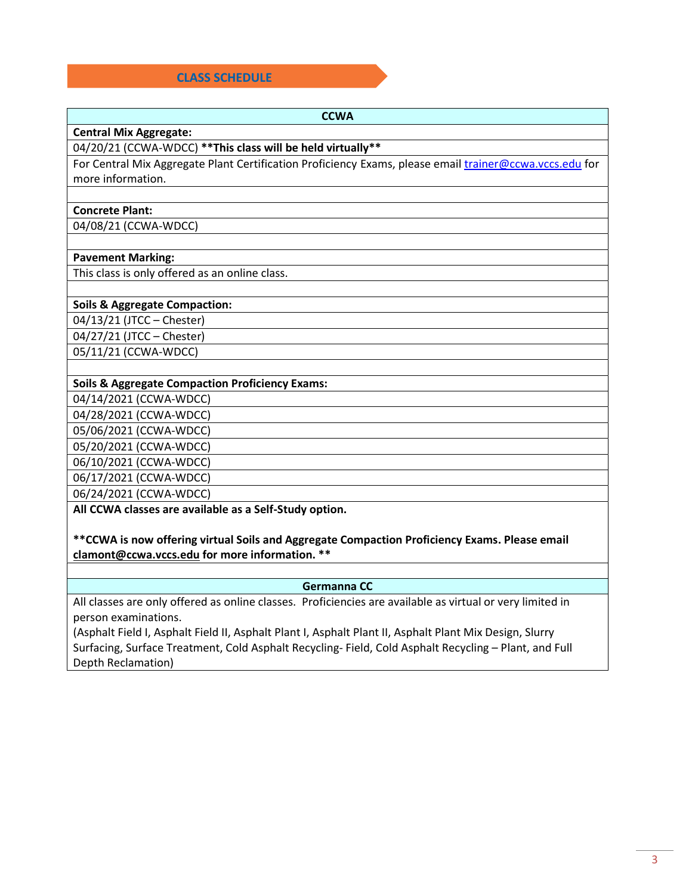## CLASS SCHEDULE

| CCWA |
|---|
| **Central Mix Aggregate:** |
| 04/20/21 (CCWA-WDCC) **\*\*This class will be held virtually\*\*** |
| For Central Mix Aggregate Plant Certification Proficiency Exams, please email trainer@ccwa.vccs.edu for more information. |
| |
| **Concrete Plant:** |
| 04/08/21 (CCWA-WDCC) |
| |
| **Pavement Marking:** |
| This class is only offered as an online class. |
| |
| **Soils & Aggregate Compaction:** |
| 04/13/21 (JTCC – Chester) |
| 04/27/21 (JTCC – Chester) |
| 05/11/21 (CCWA-WDCC) |
| |
| **Soils & Aggregate Compaction Proficiency Exams:** |
| 04/14/2021 (CCWA-WDCC) |
| 04/28/2021 (CCWA-WDCC) |
| 05/06/2021 (CCWA-WDCC) |
| 05/20/2021 (CCWA-WDCC) |
| 06/10/2021 (CCWA-WDCC) |
| 06/17/2021 (CCWA-WDCC) |
| 06/24/2021 (CCWA-WDCC) |
| **All CCWA classes are available as a Self-Study option.** <br><br> **\*\*CCWA is now offering virtual Soils and Aggregate Compaction Proficiency Exams. Please email clamont@ccwa.vccs.edu for more information. \*\*** |
| |
| **Germanna CC** |
| All classes are only offered as online classes. Proficiencies are available as virtual or very limited in person examinations. <br> (Asphalt Field I, Asphalt Field II, Asphalt Plant I, Asphalt Plant II, Asphalt Plant Mix Design, Slurry Surfacing, Surface Treatment, Cold Asphalt Recycling- Field, Cold Asphalt Recycling – Plant, and Full Depth Reclamation) |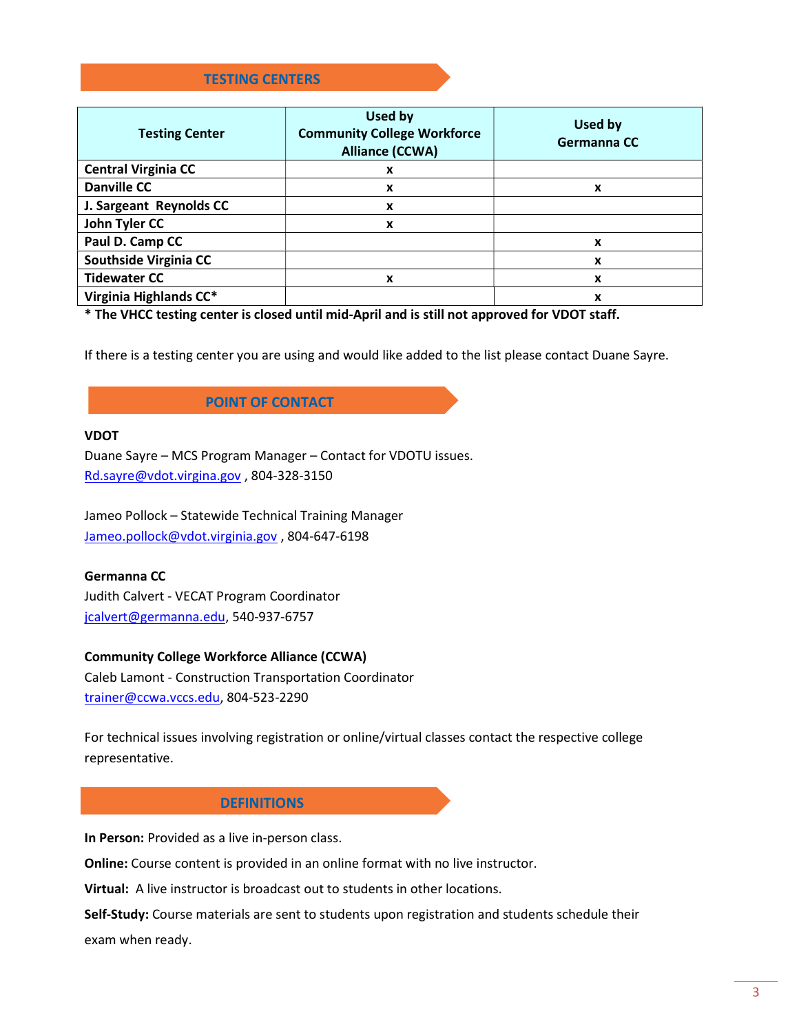## TESTING CENTERS

| Testing Center | Used by Community College Workforce Alliance (CCWA) | Used by Germanna CC |
|---|---|---|
| **Central Virginia CC** | x | |
| **Danville CC** | x | x |
| **J. Sargeant Reynolds CC** | x | |
| **John Tyler CC** | x | |
| **Paul D. Camp CC** | | x |
| **Southside Virginia CC** | | x |
| **Tidewater CC** | x | x |
| **Virginia Highlands CC*** | | x |

**\* The VHCC testing center is closed until mid-April and is still not approved for VDOT staff.**

If there is a testing center you are using and would like added to the list please contact Duane Sayre.

## POINT OF CONTACT

**VDOT**

Duane Sayre – MCS Program Manager – Contact for VDOTU issues.
Rd.sayre@vdot.virgina.gov , 804-328-3150

Jameo Pollock – Statewide Technical Training Manager
Jameo.pollock@vdot.virginia.gov , 804-647-6198

**Germanna CC**

Judith Calvert - VECAT Program Coordinator
jcalvert@germanna.edu, 540-937-6757

**Community College Workforce Alliance (CCWA)**

Caleb Lamont - Construction Transportation Coordinator
trainer@ccwa.vccs.edu, 804-523-2290

For technical issues involving registration or online/virtual classes contact the respective college representative.

## DEFINITIONS

**In Person:** Provided as a live in-person class.

**Online:** Course content is provided in an online format with no live instructor.

**Virtual:** A live instructor is broadcast out to students in other locations.

**Self-Study:** Course materials are sent to students upon registration and students schedule their exam when ready.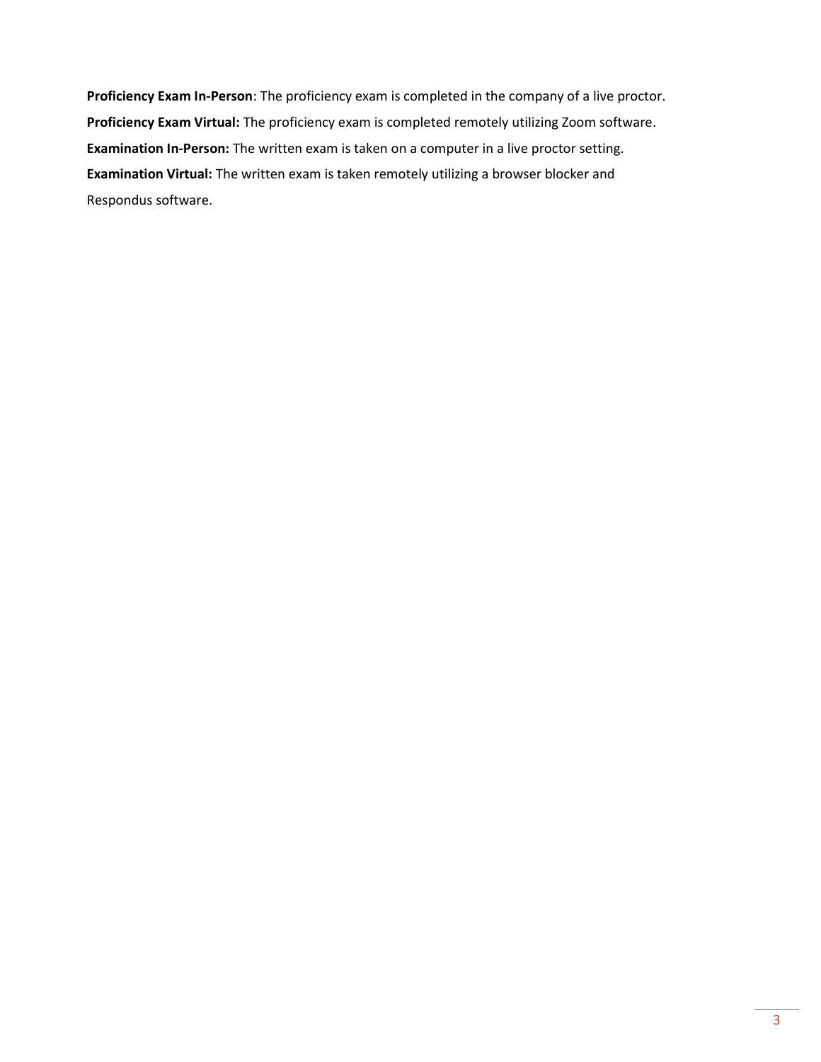**Proficiency Exam In-Person**: The proficiency exam is completed in the company of a live proctor.

**Proficiency Exam Virtual:** The proficiency exam is completed remotely utilizing Zoom software.

**Examination In-Person:** The written exam is taken on a computer in a live proctor setting.

**Examination Virtual:** The written exam is taken remotely utilizing a browser blocker and Respondus software.